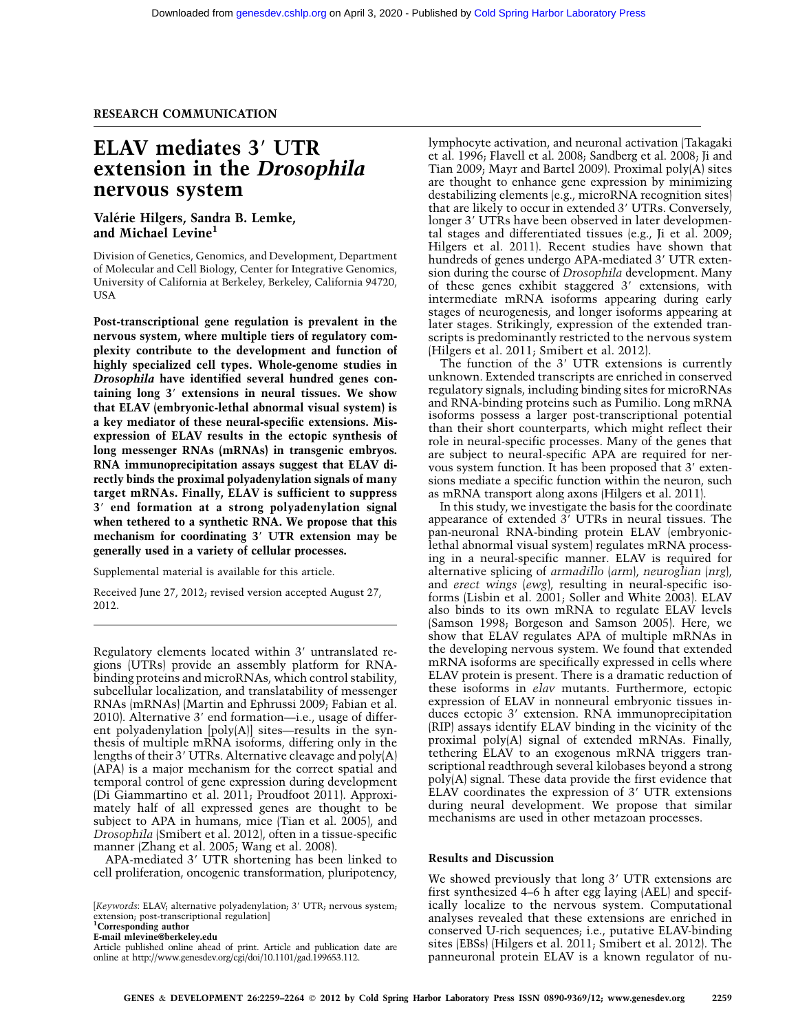RESEARCH COMMUNICATION

# ELAV mediates 3′ UTR extension in the *Drosophila* nervous system

**Valérie Hilgers, Sandra B. Lemke, and Michael Levine[1]**

Division of Genetics, Genomics, and Development, Department of Molecular and Cell Biology, Center for Integrative Genomics, University of California at Berkeley, Berkeley, California 94720, USA

**Post-transcriptional gene regulation is prevalent in the nervous system, where multiple tiers of regulatory complexity contribute to the development and function of highly specialized cell types. Whole-genome studies in *Drosophila* have identified several hundred genes containing long 3′ extensions in neural tissues. We show that ELAV (embryonic-lethal abnormal visual system) is a key mediator of these neural-specific extensions. Misexpression of ELAV results in the ectopic synthesis of long messenger RNAs (mRNAs) in transgenic embryos. RNA immunoprecipitation assays suggest that ELAV directly binds the proximal polyadenylation signals of many target mRNAs. Finally, ELAV is sufficient to suppress 3′ end formation at a strong polyadenylation signal when tethered to a synthetic RNA. We propose that this mechanism for coordinating 3′ UTR extension may be generally used in a variety of cellular processes.**

Supplemental material is available for this article.

Received June 27, 2012; revised version accepted August 27, 2012.

Regulatory elements located within 3′ untranslated regions (UTRs) provide an assembly platform for RNA-binding proteins and microRNAs, which control stability, subcellular localization, and translatability of messenger RNAs (mRNAs) (Martin and Ephrussi 2009; Fabian et al. 2010). Alternative 3′ end formation—i.e., usage of different polyadenylation [poly(A)] sites—results in the synthesis of multiple mRNA isoforms, differing only in the lengths of their 3′ UTRs. Alternative cleavage and poly(A) (APA) is a major mechanism for the correct spatial and temporal control of gene expression during development (Di Giammartino et al. 2011; Proudfoot 2011). Approximately half of all expressed genes are thought to be subject to APA in humans, mice (Tian et al. 2005), and *Drosophila* (Smibert et al. 2012), often in a tissue-specific manner (Zhang et al. 2005; Wang et al. 2008).

APA-mediated 3′ UTR shortening has been linked to cell proliferation, oncogenic transformation, pluripotency, lymphocyte activation, and neuronal activation (Takagaki et al. 1996; Flavell et al. 2008; Sandberg et al. 2008; Ji and Tian 2009; Mayr and Bartel 2009). Proximal poly(A) sites are thought to enhance gene expression by minimizing destabilizing elements (e.g., microRNA recognition sites) that are likely to occur in extended 3′ UTRs. Conversely, longer 3′ UTRs have been observed in later developmental stages and differentiated tissues (e.g., Ji et al. 2009; Hilgers et al. 2011). Recent studies have shown that hundreds of genes undergo APA-mediated 3′ UTR extension during the course of *Drosophila* development. Many of these genes exhibit staggered 3′ extensions, with intermediate mRNA isoforms appearing during early stages of neurogenesis, and longer isoforms appearing at later stages. Strikingly, expression of the extended transcripts is predominantly restricted to the nervous system (Hilgers et al. 2011; Smibert et al. 2012).

The function of the 3′ UTR extensions is currently unknown. Extended transcripts are enriched in conserved regulatory signals, including binding sites for microRNAs and RNA-binding proteins such as Pumilio. Long mRNA isoforms possess a larger post-transcriptional potential than their short counterparts, which might reflect their role in neural-specific processes. Many of the genes that are subject to neural-specific APA are required for nervous system function. It has been proposed that 3′ extensions mediate a specific function within the neuron, such as mRNA transport along axons (Hilgers et al. 2011).

In this study, we investigate the basis for the coordinate appearance of extended 3′ UTRs in neural tissues. The pan-neuronal RNA-binding protein ELAV (embryonic-lethal abnormal visual system) regulates mRNA processing in a neural-specific manner. ELAV is required for alternative splicing of *armadillo* (*arm*), *neuroglian* (*nrg*), and *erect wings* (*ewg*), resulting in neural-specific isoforms (Lisbin et al. 2001; Soller and White 2003). ELAV also binds to its own mRNA to regulate ELAV levels (Samson 1998; Borgeson and Samson 2005). Here, we show that ELAV regulates APA of multiple mRNAs in the developing nervous system. We found that extended mRNA isoforms are specifically expressed in cells where ELAV protein is present. There is a dramatic reduction of these isoforms in *elav* mutants. Furthermore, ectopic expression of ELAV in nonneural embryonic tissues induces ectopic 3′ extension. RNA immunoprecipitation (RIP) assays identify ELAV binding in the vicinity of the proximal poly(A) signal of extended mRNAs. Finally, tethering ELAV to an exogenous mRNA triggers transcriptional readthrough several kilobases beyond a strong poly(A) signal. These data provide the first evidence that ELAV coordinates the expression of 3′ UTR extensions during neural development. We propose that similar mechanisms are used in other metazoan processes.

## Results and Discussion

We showed previously that long 3′ UTR extensions are first synthesized 4–6 h after egg laying (AEL) and specifically localize to the nervous system. Computational analyses revealed that these extensions are enriched in conserved U-rich sequences; i.e., putative ELAV-binding sites (EBSs) (Hilgers et al. 2011; Smibert et al. 2012). The panneuronal protein ELAV is a known regulator of nu-

[Keywords: ELAV; alternative polyadenylation; 3′ UTR; nervous system; extension; post-transcriptional regulation]
[1]Corresponding author
E-mail mlevine@berkeley.edu
Article published online ahead of print. Article and publication date are online at http://www.genesdev.org/cgi/doi/10.1101/gad.199653.112.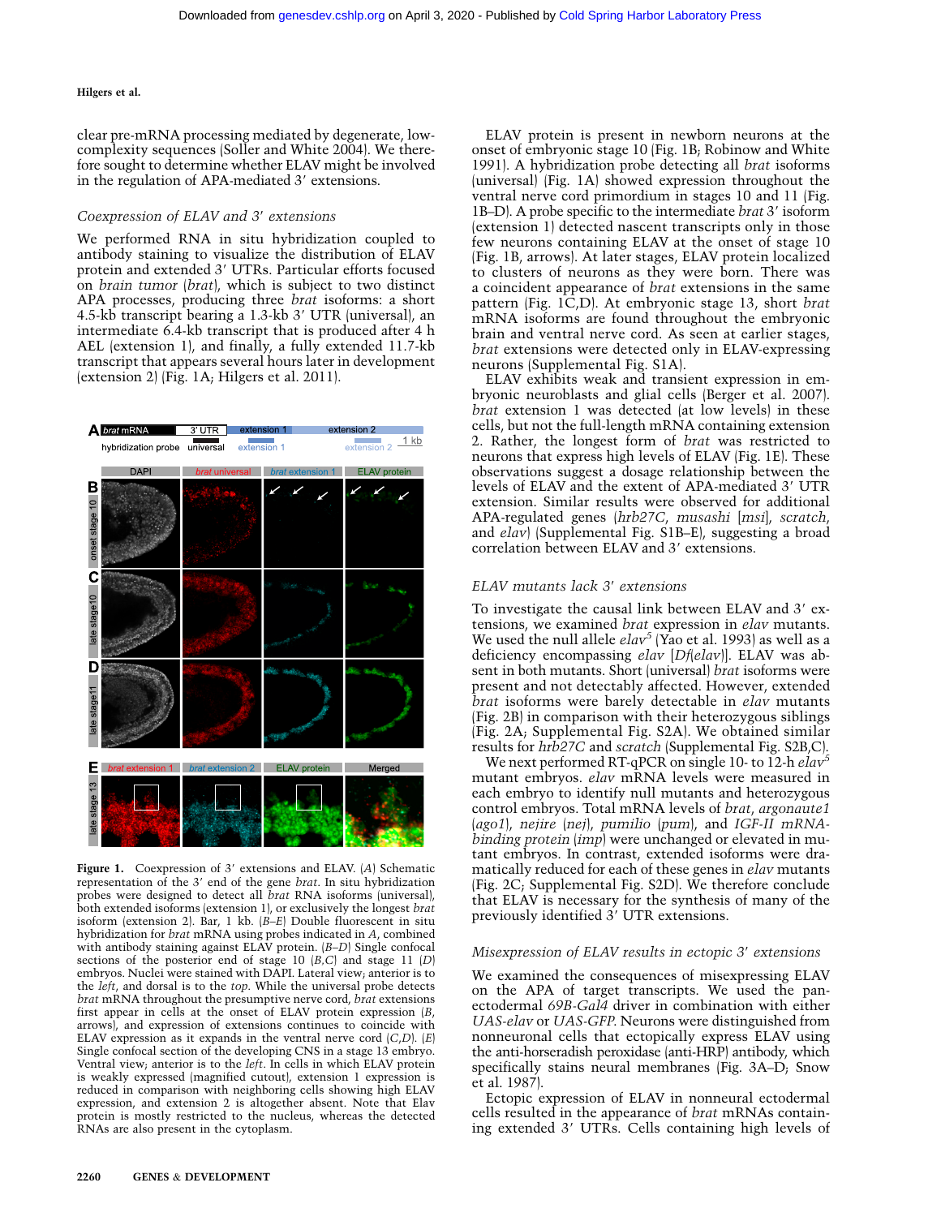clear pre-mRNA processing mediated by degenerate, low-complexity sequences (Soller and White 2004). We therefore sought to determine whether ELAV might be involved in the regulation of APA-mediated 3′ extensions.

### Coexpression of ELAV and 3′ extensions

We performed RNA in situ hybridization coupled to antibody staining to visualize the distribution of ELAV protein and extended 3′ UTRs. Particular efforts focused on *brain tumor* (*brat*), which is subject to two distinct APA processes, producing three *brat* isoforms: a short 4.5-kb transcript bearing a 1.3-kb 3′ UTR (universal), an intermediate 6.4-kb transcript that is produced after 4 h AEL (extension 1), and finally, a fully extended 11.7-kb transcript that appears several hours later in development (extension 2) (Fig. 1A; Hilgers et al. 2011).

**Figure 1.** Coexpression of 3′ extensions and ELAV. (*A*) Schematic representation of the 3′ end of the gene *brat*. In situ hybridization probes were designed to detect all *brat* RNA isoforms (universal), both extended isoforms (extension 1), or exclusively the longest *brat* isoform (extension 2). Bar, 1 kb. (*B*–*E*) Double fluorescent in situ hybridization for *brat* mRNA using probes indicated in *A*, combined with antibody staining against ELAV protein. (*B*–*D*) Single confocal sections of the posterior end of stage 10 (*B*,*C*) and stage 11 (*D*) embryos. Nuclei were stained with DAPI. Lateral view; anterior is to the *left*, and dorsal is to the *top*. While the universal probe detects *brat* mRNA throughout the presumptive nerve cord, *brat* extensions first appear in cells at the onset of ELAV protein expression (*B*, arrows), and expression of extensions continues to coincide with ELAV expression as it expands in the ventral nerve cord (*C*,*D*). (*E*) Single confocal section of the developing CNS in a stage 13 embryo. Ventral view; anterior is to the *left*. In cells in which ELAV protein is weakly expressed (magnified cutout), extension 1 expression is reduced in comparison with neighboring cells showing high ELAV expression, and extension 2 is altogether absent. Note that Elav protein is mostly restricted to the nucleus, whereas the detected RNAs are also present in the cytoplasm.

ELAV protein is present in newborn neurons at the onset of embryonic stage 10 (Fig. 1B; Robinow and White 1991). A hybridization probe detecting all *brat* isoforms (universal) (Fig. 1A) showed expression throughout the ventral nerve cord primordium in stages 10 and 11 (Fig. 1B–D). A probe specific to the intermediate *brat* 3′ isoform (extension 1) detected nascent transcripts only in those few neurons containing ELAV at the onset of stage 10 (Fig. 1B, arrows). At later stages, ELAV protein localized to clusters of neurons as they were born. There was a coincident appearance of *brat* extensions in the same pattern (Fig. 1C,D). At embryonic stage 13, short *brat* mRNA isoforms are found throughout the embryonic brain and ventral nerve cord. As seen at earlier stages, *brat* extensions were detected only in ELAV-expressing neurons (Supplemental Fig. S1A).

ELAV exhibits weak and transient expression in embryonic neuroblasts and glial cells (Berger et al. 2007). *brat* extension 1 was detected (at low levels) in these cells, but not the full-length mRNA containing extension 2. Rather, the longest form of *brat* was restricted to neurons that express high levels of ELAV (Fig. 1E). These observations suggest a dosage relationship between the levels of ELAV and the extent of APA-mediated 3′ UTR extension. Similar results were observed for additional APA-regulated genes (*hrb27C*, *musashi* [*msi*], *scratch*, and *elav*) (Supplemental Fig. S1B–E), suggesting a broad correlation between ELAV and 3′ extensions.

### ELAV mutants lack 3′ extensions

To investigate the causal link between ELAV and 3′ extensions, we examined *brat* expression in *elav* mutants. We used the null allele *elav*[5] (Yao et al. 1993) as well as a deficiency encompassing *elav* [*Df*(*elav*)]. ELAV was absent in both mutants. Short (universal) *brat* isoforms were present and not detectably affected. However, extended *brat* isoforms were barely detectable in *elav* mutants (Fig. 2B) in comparison with their heterozygous siblings (Fig. 2A; Supplemental Fig. S2A). We obtained similar results for *hrb27C* and *scratch* (Supplemental Fig. S2B,C).

We next performed RT-qPCR on single 10- to 12-h *elav*[5] mutant embryos. *elav* mRNA levels were measured in each embryo to identify null mutants and heterozygous control embryos. Total mRNA levels of *brat*, *argonaute1* (*ago1*), *nejire* (*nej*), *pumilio* (*pum*), and *IGF-II mRNA-binding protein* (*imp*) were unchanged or elevated in mutant embryos. In contrast, extended isoforms were dramatically reduced for each of these genes in *elav* mutants (Fig. 2C; Supplemental Fig. S2D). We therefore conclude that ELAV is necessary for the synthesis of many of the previously identified 3′ UTR extensions.

### Misexpression of ELAV results in ectopic 3′ extensions

We examined the consequences of misexpressing ELAV on the APA of target transcripts. We used the pan-ectodermal *69B-Gal4* driver in combination with either *UAS-elav* or *UAS-GFP*. Neurons were distinguished from nonneuronal cells that ectopically express ELAV using the anti-horseradish peroxidase (anti-HRP) antibody, which specifically stains neural membranes (Fig. 3A–D; Snow et al. 1987).

Ectopic expression of ELAV in nonneuronal ectodermal cells resulted in the appearance of *brat* mRNAs containing extended 3′ UTRs. Cells containing high levels of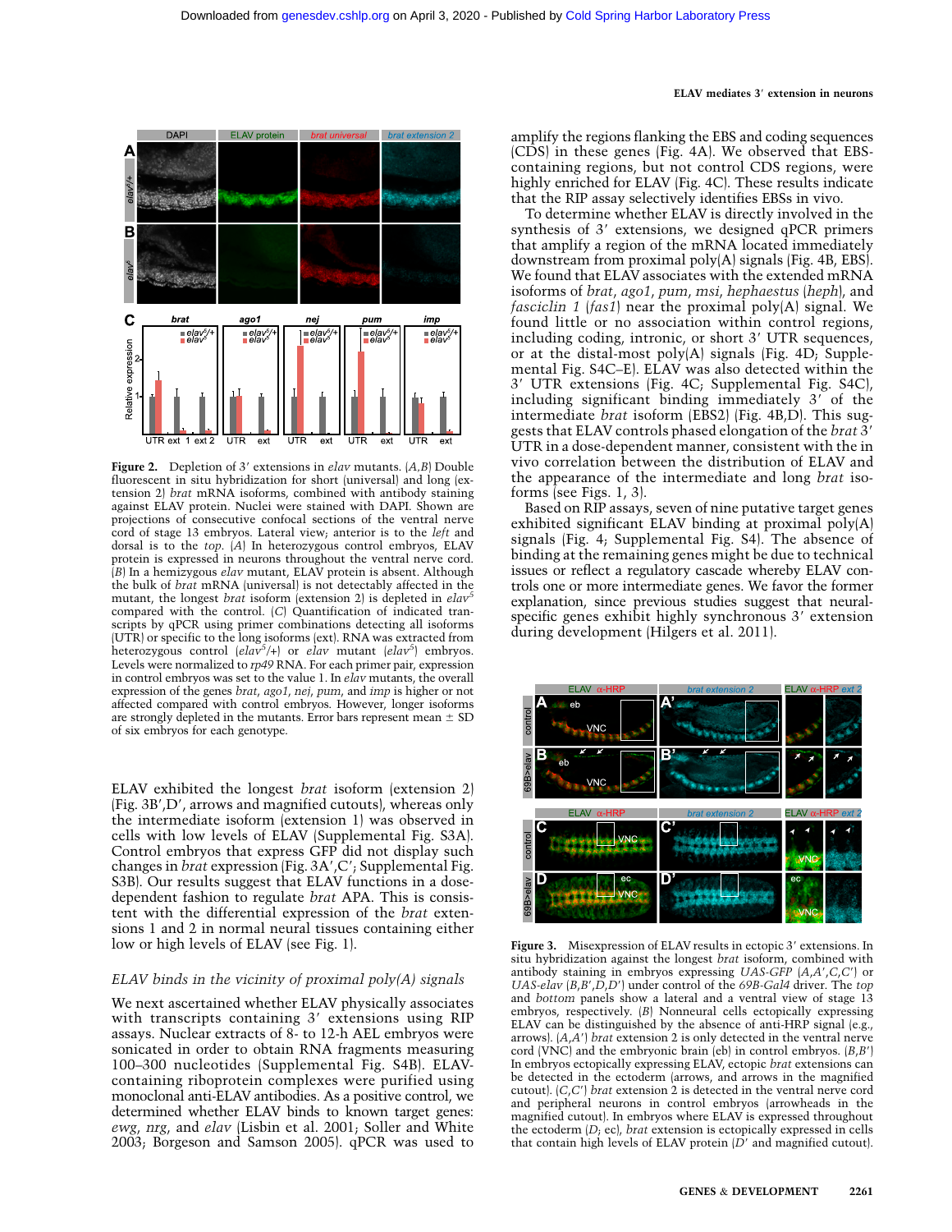**Figure 2.** Depletion of 3′ extensions in *elav* mutants. (*A*,*B*) Double fluorescent in situ hybridization for short (universal) and long (extension 2) *brat* mRNA isoforms, combined with antibody staining against ELAV protein. Nuclei were stained with DAPI. Shown are projections of consecutive confocal sections of the ventral nerve cord of stage 13 embryos. Lateral view; anterior is to the *left* and dorsal is to the *top*. (*A*) In heterozygous control embryos, ELAV protein is expressed in neurons throughout the ventral nerve cord. (*B*) In a hemizygous *elav* mutant, ELAV protein is absent. Although the bulk of *brat* mRNA (universal) is not detectably affected in the mutant, the longest *brat* isoform (extension 2) is depleted in $elav^5$ compared with the control. (*C*) Quantification of indicated transcripts by qPCR using primer combinations detecting all isoforms (UTR) or specific to the long isoforms (ext). RNA was extracted from heterozygous control ($elav^5$/+) or *elav* mutant ($elav^5$) embryos. Levels were normalized to *rp49* RNA. For each primer pair, expression in control embryos was set to the value 1. In *elav* mutants, the overall expression of the genes *brat*, *ago1*, *pum*, and *imp* is higher or not affected compared with control embryos. However, longer isoforms are strongly depleted in the mutants. Error bars represent mean ± SD of six embryos for each genotype.

ELAV exhibited the longest *brat* isoform (extension 2) (Fig. 3B′,D′, arrows and magnified cutouts), whereas only the intermediate isoform (extension 1) was observed in cells with low levels of ELAV (Supplemental Fig. S3A). Control embryos that express GFP did not display such changes in *brat* expression (Fig. 3A′,C′; Supplemental Fig. S3B). Our results suggest that ELAV functions in a dose-dependent fashion to regulate *brat* APA. This is consistent with the differential expression of the *brat* extensions 1 and 2 in normal neural tissues containing either low or high levels of ELAV (see Fig. 1).

### *ELAV binds in the vicinity of proximal poly(A) signals*

We next ascertained whether ELAV physically associates with transcripts containing 3′ extensions using RIP assays. Nuclear extracts of 8- to 12-h AEL embryos were sonicated in order to obtain RNA fragments measuring 100–300 nucleotides (Supplemental Fig. S4B). ELAV-containing riboprotein complexes were purified using monoclonal anti-ELAV antibodies. As a positive control, we determined whether ELAV binds to known target genes: *ewg*, *nrg*, and *elav* (Lisbin et al. 2001; Soller and White 2003; Borgeson and Samson 2005). qPCR was used to amplify the regions flanking the EBS and coding sequences (CDS) in these genes (Fig. 4A). We observed that EBS-containing regions, but not control CDS regions, were highly enriched for ELAV (Fig. 4C). These results indicate that the RIP assay selectively identifies EBSs in vivo.

To determine whether ELAV is directly involved in the synthesis of 3′ extensions, we designed qPCR primers that amplify a region of the mRNA located immediately downstream from proximal poly(A) signals (Fig. 4B, EBS). We found that ELAV associates with the extended mRNA isoforms of *brat*, *ago1*, *pum*, *msi*, *hephaestus* (*heph*), and *fasciclin 1* (*fas1*) near the proximal poly(A) signal. We found little or no association within control regions, including coding, intronic, or short 3′ UTR sequences, or at the distal-most poly(A) signals (Fig. 4D; Supplemental Fig. S4C–E). ELAV was also detected within the 3′ UTR extensions (Fig. 4C; Supplemental Fig. S4C), including significant binding immediately 3′ of the intermediate *brat* isoform (EBS2) (Fig. 4B,D). This suggests that ELAV controls phased elongation of the *brat* 3′ UTR in a dose-dependent manner, consistent with the in vivo correlation between the distribution of ELAV and the appearance of the intermediate and long *brat* isoforms (see Figs. 1, 3).

Based on RIP assays, seven of nine putative target genes exhibited significant ELAV binding at proximal poly(A) signals (Fig. 4; Supplemental Fig. S4). The absence of binding at the remaining genes might be due to technical issues or reflect a regulatory cascade whereby ELAV controls one or more intermediate genes. We favor the former explanation, since previous studies suggest that neural-specific genes exhibit highly synchronous 3′ extension during development (Hilgers et al. 2011).

**Figure 3.** Misexpression of ELAV results in ectopic 3′ extensions. In situ hybridization against the longest *brat* isoform, combined with antibody staining in embryos expressing *UAS-GFP* (*A*,*A*′,*C*,*C*′) or *UAS-elav* (*B*,*B*′,*D*,*D*′) under control of the *69B-Gal4* driver. The *top* and *bottom* panels show a lateral and a ventral view of stage 13 embryos, respectively. (*B*) Nonneural cells ectopically expressing ELAV can be distinguished by the absence of anti-HRP signal (e.g., arrows). (*A*,*A*′) *brat* extension 2 is only detected in the ventral nerve cord (VNC) and the embryonic brain (eb) in control embryos. (*B*,*B*′) In embryos ectopically expressing ELAV, ectopic *brat* extensions can be detected in the ectoderm (arrows, and arrows in the magnified cutout). (*C*,*C*′) *brat* extension 2 is detected in the ventral nerve cord and peripheral neurons in control embryos (arrowheads in the magnified cutout). In embryos where ELAV is expressed throughout the ectoderm (*D*; ec), *brat* extension is ectopically expressed in cells that contain high levels of ELAV protein (*D*′ and magnified cutout).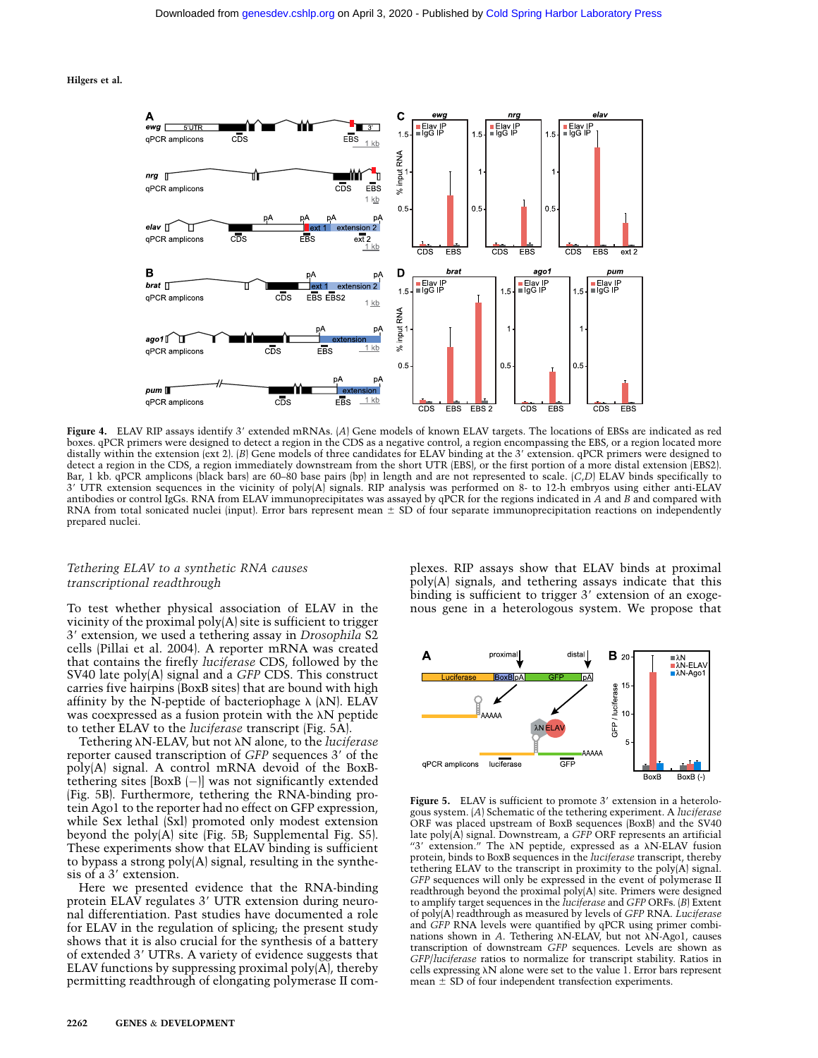**Figure 4.** ELAV RIP assays identify 3′ extended mRNAs. (*A*) Gene models of known ELAV targets. The locations of EBSs are indicated as red boxes. qPCR primers were designed to detect a region in the CDS as a negative control, a region encompassing the EBS, or a region located more distally within the extension (ext 2). (*B*) Gene models of three candidates for ELAV binding at the 3′ extension. qPCR primers were designed to detect a region in the CDS, a region immediately downstream from the short UTR (EBS), or the first portion of a more distal extension (EBS2). Bar, 1 kb. qPCR amplicons (black bars) are 60–80 base pairs (bp) in length and are not represented to scale. (*C*,*D*) ELAV binds specifically to 3′ UTR extension sequences in the vicinity of poly(A) signals. RIP analysis was performed on 8- to 12-h embryos using either anti-ELAV antibodies or control IgGs. RNA from ELAV immunoprecipitates was assayed by qPCR for the regions indicated in *A* and *B* and compared with RNA from total sonicated nuclei (input). Error bars represent mean ± SD of four separate immunoprecipitation reactions on independently prepared nuclei.

*Tethering ELAV to a synthetic RNA causes transcriptional readthrough*

To test whether physical association of ELAV in the vicinity of the proximal poly(A) site is sufficient to trigger 3′ extension, we used a tethering assay in *Drosophila* S2 cells (Pillai et al. 2004). A reporter mRNA was created that contains the firefly *luciferase* CDS, followed by the SV40 late poly(A) signal and a *GFP* CDS. This construct carries five hairpins (BoxB sites) that are bound with high affinity by the N-peptide of bacteriophage λ (λN). ELAV was coexpressed as a fusion protein with the λN peptide to tether ELAV to the *luciferase* transcript (Fig. 5A).

Tethering λN-ELAV, but not λN alone, to the *luciferase* reporter caused transcription of *GFP* sequences 3′ of the poly(A) signal. A control mRNA devoid of the BoxB-tethering sites [BoxB (−)] was not significantly extended (Fig. 5B). Furthermore, tethering the RNA-binding protein Ago1 to the reporter had no effect on GFP expression, while Sex lethal (Sxl) promoted only modest extension beyond the poly(A) site (Fig. 5B; Supplemental Fig. S5). These experiments show that ELAV binding is sufficient to bypass a strong poly(A) signal, resulting in the synthesis of a 3′ extension.

Here we presented evidence that the RNA-binding protein ELAV regulates 3′ UTR extension during neuronal differentiation. Past studies have documented a role for ELAV in the regulation of splicing; the present study shows that it is also crucial for the synthesis of a battery of extended 3′ UTRs. A variety of evidence suggests that ELAV functions by suppressing proximal poly(A), thereby permitting readthrough of elongating polymerase II complexes. RIP assays show that ELAV binds at proximal poly(A) signals, and tethering assays indicate that this binding is sufficient to trigger 3′ extension of an exogenous gene in a heterologous system. We propose that

**Figure 5.** ELAV is sufficient to promote 3′ extension in a heterologous system. (*A*) Schematic of the tethering experiment. A *luciferase* ORF was placed upstream of BoxB sequences (BoxB) and the SV40 late poly(A) signal. Downstream, a *GFP* ORF represents an artificial "3′ extension." The λN peptide, expressed as a λN-ELAV fusion protein, binds to BoxB sequences in the *luciferase* transcript, thereby tethering ELAV to the transcript in proximity to the poly(A) signal. *GFP* sequences will only be expressed in the event of polymerase II readthrough beyond the proximal poly(A) site. Primers were designed to amplify target sequences in the *luciferase* and *GFP* ORFs. (*B*) Extent of poly(A) readthrough as measured by levels of *GFP* RNA. *Luciferase* and *GFP* RNA levels were quantified by qPCR using primer combinations shown in *A*. Tethering λN-ELAV, but not λN-Ago1, causes transcription of downstream *GFP* sequences. Levels are shown as *GFP*/*luciferase* ratios to normalize for transcript stability. Ratios in cells expressing λN alone were set to the value 1. Error bars represent mean ± SD of four independent transfection experiments.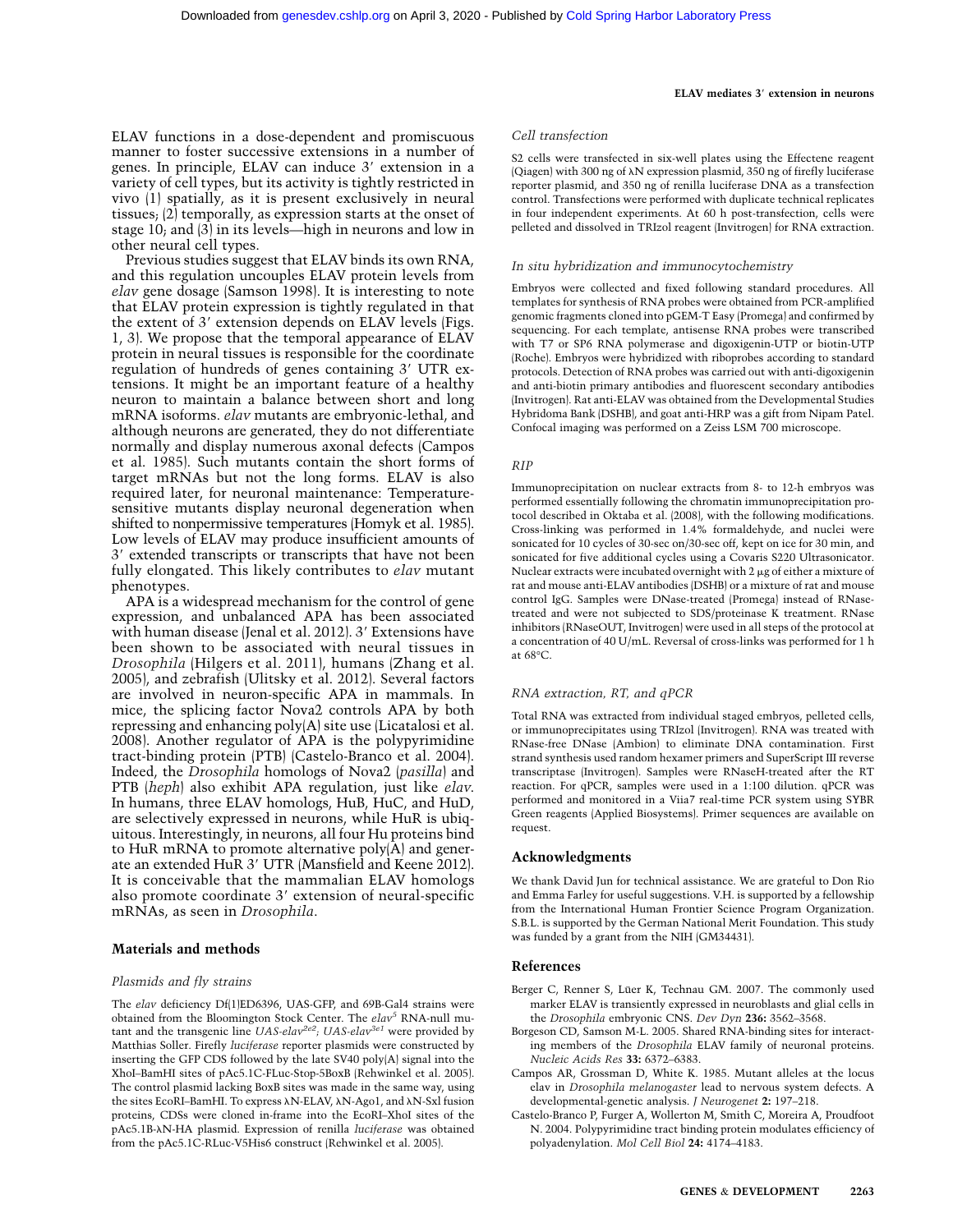ELAV functions in a dose-dependent and promiscuous manner to foster successive extensions in a number of genes. In principle, ELAV can induce 3′ extension in a variety of cell types, but its activity is tightly restricted in vivo (1) spatially, as it is present exclusively in neural tissues; (2) temporally, as expression starts at the onset of stage 10; and (3) in its levels—high in neurons and low in other neural cell types.

Previous studies suggest that ELAV binds its own RNA, and this regulation uncouples ELAV protein levels from *elav* gene dosage (Samson 1998). It is interesting to note that ELAV protein expression is tightly regulated in that the extent of 3′ extension depends on ELAV levels (Figs. 1, 3). We propose that the temporal appearance of ELAV protein in neural tissues is responsible for the coordinate regulation of hundreds of genes containing 3′ UTR extensions. It might be an important feature of a healthy neuron to maintain a balance between short and long mRNA isoforms. *elav* mutants are embryonic-lethal, and although neurons are generated, they do not differentiate normally and display numerous axonal defects (Campos et al. 1985). Such mutants contain the short forms of target mRNAs but not the long forms. ELAV is also required later, for neuronal maintenance: Temperature-sensitive mutants display neuronal degeneration when shifted to nonpermissive temperatures (Homyk et al. 1985). Low levels of ELAV may produce insufficient amounts of 3′ extended transcripts or transcripts that have not been fully elongated. This likely contributes to *elav* mutant phenotypes.

APA is a widespread mechanism for the control of gene expression, and unbalanced APA has been associated with human disease (Jenal et al. 2012). 3′ Extensions have been shown to be associated with neural tissues in *Drosophila* (Hilgers et al. 2011), humans (Zhang et al. 2005), and zebrafish (Ulitsky et al. 2012). Several factors are involved in neuron-specific APA in mammals. In mice, the splicing factor Nova2 controls APA by both repressing and enhancing poly(A) site use (Licatalosi et al. 2008). Another regulator of APA is the polypyrimidine tract-binding protein (PTB) (Castelo-Branco et al. 2004). Indeed, the *Drosophila* homologs of Nova2 (*pasilla*) and PTB (*heph*) also exhibit APA regulation, just like *elav*. In humans, three ELAV homologs, HuB, HuC, and HuD, are selectively expressed in neurons, while HuR is ubiquitous. Interestingly, in neurons, all four Hu proteins bind to HuR mRNA to promote alternative poly(A) and generate an extended HuR 3′ UTR (Mansfield and Keene 2012). It is conceivable that the mammalian ELAV homologs also promote coordinate 3′ extension of neural-specific mRNAs, as seen in *Drosophila*.

## Materials and methods

### Plasmids and fly strains

The *elav* deficiency Df(1)ED6396, UAS-GFP, and 69B-Gal4 strains were obtained from the Bloomington Stock Center. The *elav*$^{5}$ RNA-null mutant and the transgenic line *UAS-elav*$^{2e2}$; *UAS-elav*$^{3e1}$ were provided by Matthias Soller. Firefly *luciferase* reporter plasmids were constructed by inserting the GFP CDS followed by the late SV40 poly(A) signal into the XhoI–BamHI sites of pAc5.1C-FLuc-Stop-5BoxB (Rehwinkel et al. 2005). The control plasmid lacking BoxB sites was made in the same way, using the sites EcoRI–BamHI. To express λN-ELAV, λN-Ago1, and λN-Sxl fusion proteins, CDSs were cloned in-frame into the EcoRI–XhoI sites of the pAc5.1B-λN-HA plasmid. Expression of renilla *luciferase* was obtained from the pAc5.1C-RLuc-V5His6 construct (Rehwinkel et al. 2005).

### Cell transfection

S2 cells were transfected in six-well plates using the Effectene reagent (Qiagen) with 300 ng of λN expression plasmid, 350 ng of firefly luciferase reporter plasmid, and 350 ng of renilla luciferase DNA as a transfection control. Transfections were performed with duplicate technical replicates in four independent experiments. At 60 h post-transfection, cells were pelleted and dissolved in TRIzol reagent (Invitrogen) for RNA extraction.

### In situ hybridization and immunocytochemistry

Embryos were collected and fixed following standard procedures. All templates for synthesis of RNA probes were obtained from PCR-amplified genomic fragments cloned into pGEM-T Easy (Promega) and confirmed by sequencing. For each template, antisense RNA probes were transcribed with T7 or SP6 RNA polymerase and digoxigenin-UTP or biotin-UTP (Roche). Embryos were hybridized with riboprobes according to standard protocols. Detection of RNA probes was carried out with anti-digoxigenin and anti-biotin primary antibodies and fluorescent secondary antibodies (Invitrogen). Rat anti-ELAV was obtained from the Developmental Studies Hybridoma Bank (DSHB), and goat anti-HRP was a gift from Nipam Patel. Confocal imaging was performed on a Zeiss LSM 700 microscope.

### RIP

Immunoprecipitation on nuclear extracts from 8- to 12-h embryos was performed essentially following the chromatin immunoprecipitation protocol described in Oktaba et al. (2008), with the following modifications. Cross-linking was performed in 1.4% formaldehyde, and nuclei were sonicated for 10 cycles of 30-sec on/30-sec off, kept on ice for 30 min, and sonicated for five additional cycles using a Covaris S220 Ultrasonicator. Nuclear extracts were incubated overnight with 2 µg of either a mixture of rat and mouse anti-ELAV antibodies (DSHB) or a mixture of rat and mouse control IgG. Samples were DNase-treated (Promega) instead of RNase-treated and were not subjected to SDS/proteinase K treatment. RNase inhibitors (RNaseOUT, Invitrogen) were used in all steps of the protocol at a concentration of 40 U/mL. Reversal of cross-links was performed for 1 h at 68°C.

### RNA extraction, RT, and qPCR

Total RNA was extracted from individual staged embryos, pelleted cells, or immunoprecipitates using TRIzol (Invitrogen). RNA was treated with RNase-free DNase (Ambion) to eliminate DNA contamination. First strand synthesis used random hexamer primers and SuperScript III reverse transcriptase (Invitrogen). Samples were RNaseH-treated after the RT reaction. For qPCR, samples were used in a 1:100 dilution. qPCR was performed and monitored in a Viia7 real-time PCR system using SYBR Green reagents (Applied Biosystems). Primer sequences are available on request.

## Acknowledgments

We thank David Jun for technical assistance. We are grateful to Don Rio and Emma Farley for useful suggestions. V.H. is supported by a fellowship from the International Human Frontier Science Program Organization. S.B.L. is supported by the German National Merit Foundation. This study was funded by a grant from the NIH (GM34431).

## References

Berger C, Renner S, Lüer K, Technau GM. 2007. The commonly used marker ELAV is transiently expressed in neuroblasts and glial cells in the *Drosophila* embryonic CNS. *Dev Dyn* **236:** 3562–3568.

Borgeson CD, Samson M-L. 2005. Shared RNA-binding sites for interacting members of the *Drosophila* ELAV family of neuronal proteins. *Nucleic Acids Res* **33:** 6372–6383.

Campos AR, Grossman D, White K. 1985. Mutant alleles at the locus elav in *Drosophila melanogaster* lead to nervous system defects. A developmental-genetic analysis. *J Neurogenet* **2:** 197–218.

Castelo-Branco P, Furger A, Wollerton M, Smith C, Moreira A, Proudfoot N. 2004. Polypyrimidine tract binding protein modulates efficiency of polyadenylation. *Mol Cell Biol* **24:** 4174–4183.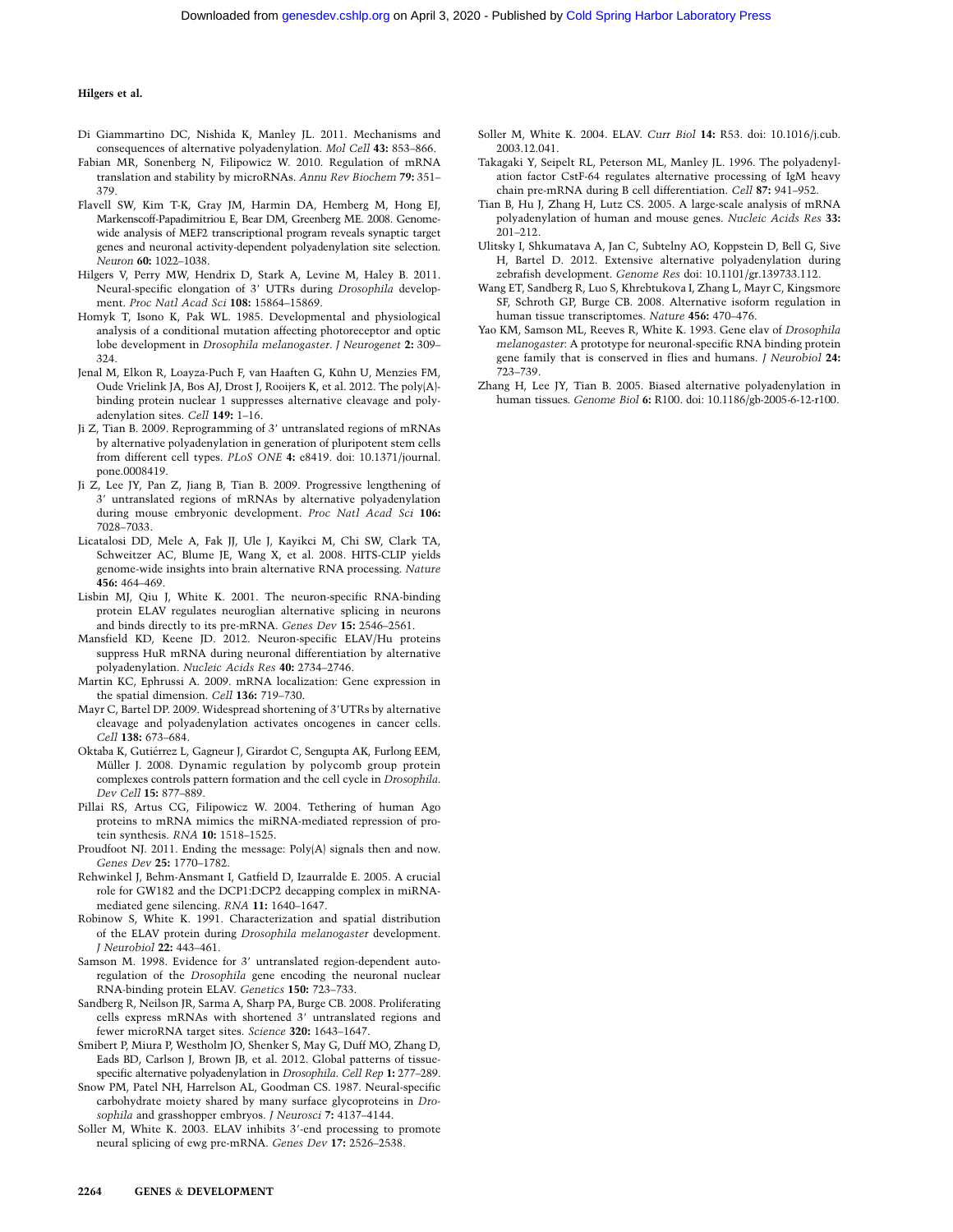Di Giammartino DC, Nishida K, Manley JL. 2011. Mechanisms and consequences of alternative polyadenylation. *Mol Cell* **43:** 853–866.

Fabian MR, Sonenberg N, Filipowicz W. 2010. Regulation of mRNA translation and stability by microRNAs. *Annu Rev Biochem* **79:** 351–379.

Flavell SW, Kim T-K, Gray JM, Harmin DA, Hemberg M, Hong EJ, Markenscoff-Papadimitriou E, Bear DM, Greenberg ME. 2008. Genome-wide analysis of MEF2 transcriptional program reveals synaptic target genes and neuronal activity-dependent polyadenylation site selection. *Neuron* **60:** 1022–1038.

Hilgers V, Perry MW, Hendrix D, Stark A, Levine M, Haley B. 2011. Neural-specific elongation of 3′ UTRs during *Drosophila* development. *Proc Natl Acad Sci* **108:** 15864–15869.

Homyk T, Isono K, Pak WL. 1985. Developmental and physiological analysis of a conditional mutation affecting photoreceptor and optic lobe development in *Drosophila melanogaster*. *J Neurogenet* **2:** 309–324.

Jenal M, Elkon R, Loayza-Puch F, van Haaften G, Kühn U, Menzies FM, Oude Vrielink JA, Bos AJ, Drost J, Rooijers K, et al. 2012. The poly(A)-binding protein nuclear 1 suppresses alternative cleavage and polyadenylation sites. *Cell* **149:** 1–16.

Ji Z, Tian B. 2009. Reprogramming of 3′ untranslated regions of mRNAs by alternative polyadenylation in generation of pluripotent stem cells from different cell types. *PLoS ONE* **4:** e8419. doi: 10.1371/journal.pone.0008419.

Ji Z, Lee JY, Pan Z, Jiang B, Tian B. 2009. Progressive lengthening of 3′ untranslated regions of mRNAs by alternative polyadenylation during mouse embryonic development. *Proc Natl Acad Sci* **106:** 7028–7033.

Licatalosi DD, Mele A, Fak JJ, Ule J, Kayikci M, Chi SW, Clark TA, Schweitzer AC, Blume JE, Wang X, et al. 2008. HITS-CLIP yields genome-wide insights into brain alternative RNA processing. *Nature* **456:** 464–469.

Lisbin MJ, Qiu J, White K. 2001. The neuron-specific RNA-binding protein ELAV regulates neuroglian alternative splicing in neurons and binds directly to its pre-mRNA. *Genes Dev* **15:** 2546–2561.

Mansfield KD, Keene JD. 2012. Neuron-specific ELAV/Hu proteins suppress HuR mRNA during neuronal differentiation by alternative polyadenylation. *Nucleic Acids Res* **40:** 2734–2746.

Martin KC, Ephrussi A. 2009. mRNA localization: Gene expression in the spatial dimension. *Cell* **136:** 719–730.

Mayr C, Bartel DP. 2009. Widespread shortening of 3′UTRs by alternative cleavage and polyadenylation activates oncogenes in cancer cells. *Cell* **138:** 673–684.

Oktaba K, Gutiérrez L, Gagneur J, Girardot C, Sengupta AK, Furlong EEM, Müller J. 2008. Dynamic regulation by polycomb group protein complexes controls pattern formation and the cell cycle in *Drosophila*. *Dev Cell* **15:** 877–889.

Pillai RS, Artus CG, Filipowicz W. 2004. Tethering of human Ago proteins to mRNA mimics the miRNA-mediated repression of protein synthesis. *RNA* **10:** 1518–1525.

Proudfoot NJ. 2011. Ending the message: Poly(A) signals then and now. *Genes Dev* **25:** 1770–1782.

Rehwinkel J, Behm-Ansmant I, Gatfield D, Izaurralde E. 2005. A crucial role for GW182 and the DCP1:DCP2 decapping complex in miRNA-mediated gene silencing. *RNA* **11:** 1640–1647.

Robinow S, White K. 1991. Characterization and spatial distribution of the ELAV protein during *Drosophila melanogaster* development. *J Neurobiol* **22:** 443–461.

Samson M. 1998. Evidence for 3′ untranslated region-dependent autoregulation of the *Drosophila* gene encoding the neuronal nuclear RNA-binding protein ELAV. *Genetics* **150:** 723–733.

Sandberg R, Neilson JR, Sarma A, Sharp PA, Burge CB. 2008. Proliferating cells express mRNAs with shortened 3′ untranslated regions and fewer microRNA target sites. *Science* **320:** 1643–1647.

Smibert P, Miura P, Westholm JO, Shenker S, May G, Duff MO, Zhang D, Eads BD, Carlson J, Brown JB, et al. 2012. Global patterns of tissue-specific alternative polyadenylation in *Drosophila*. *Cell Rep* **1:** 277–289.

Snow PM, Patel NH, Harrelson AL, Goodman CS. 1987. Neural-specific carbohydrate moiety shared by many surface glycoproteins in *Drosophila* and grasshopper embryos. *J Neurosci* **7:** 4137–4144.

Soller M, White K. 2003. ELAV inhibits 3′-end processing to promote neural splicing of ewg pre-mRNA. *Genes Dev* **17:** 2526–2538.

Soller M, White K. 2004. ELAV. *Curr Biol* **14:** R53. doi: 10.1016/j.cub.2003.12.041.

Takagaki Y, Seipelt RL, Peterson ML, Manley JL. 1996. The polyadenylation factor CstF-64 regulates alternative processing of IgM heavy chain pre-mRNA during B cell differentiation. *Cell* **87:** 941–952.

Tian B, Hu J, Zhang H, Lutz CS. 2005. A large-scale analysis of mRNA polyadenylation of human and mouse genes. *Nucleic Acids Res* **33:** 201–212.

Ulitsky I, Shkumatava A, Jan C, Subtelny AO, Koppstein D, Bell G, Sive H, Bartel D. 2012. Extensive alternative polyadenylation during zebrafish development. *Genome Res* doi: 10.1101/gr.139733.112.

Wang ET, Sandberg R, Luo S, Khrebtukova I, Zhang L, Mayr C, Kingsmore SF, Schroth GP, Burge CB. 2008. Alternative isoform regulation in human tissue transcriptomes. *Nature* **456:** 470–476.

Yao KM, Samson ML, Reeves R, White K. 1993. Gene elav of *Drosophila melanogaster*: A prototype for neuronal-specific RNA binding protein gene family that is conserved in flies and humans. *J Neurobiol* **24:** 723–739.

Zhang H, Lee JY, Tian B. 2005. Biased alternative polyadenylation in human tissues. *Genome Biol* **6:** R100. doi: 10.1186/gb-2005-6-12-r100.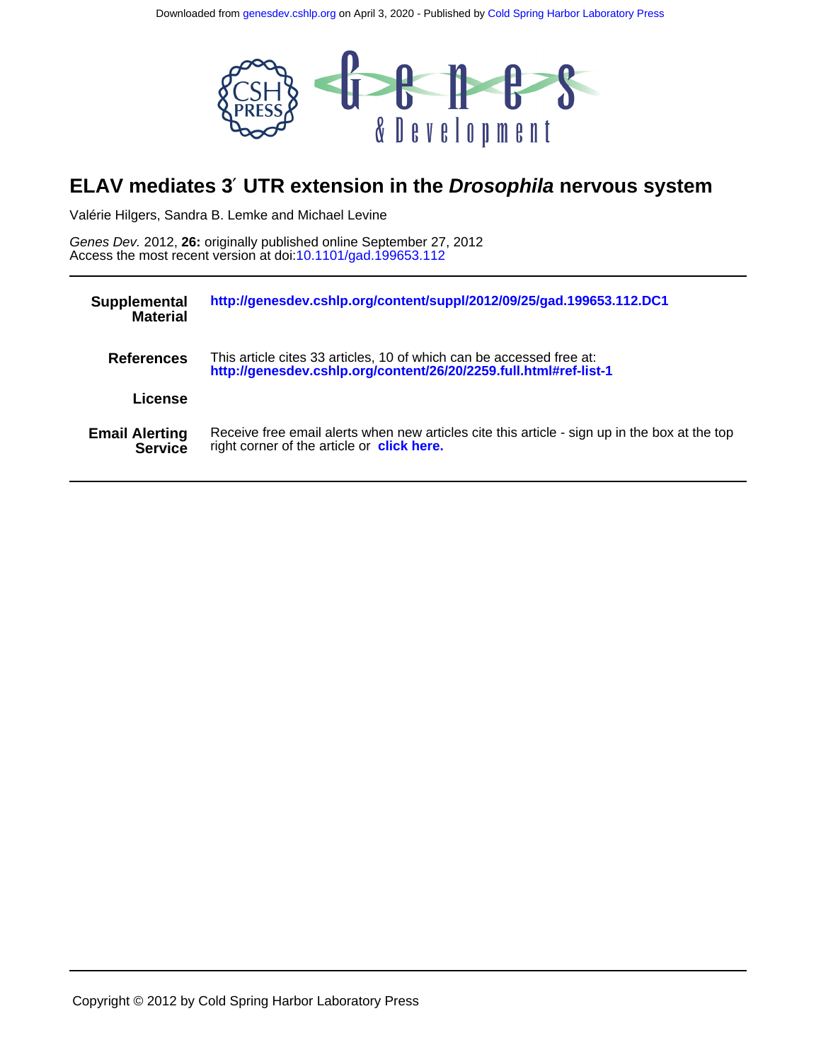Downloaded from genesdev.cshlp.org on April 3, 2020 - Published by Cold Spring Harbor Laboratory Press

# ELAV mediates 3′ UTR extension in the *Drosophila* nervous system

Valérie Hilgers, Sandra B. Lemke and Michael Levine

*Genes Dev.* 2012, **26:** originally published online September 27, 2012
Access the most recent version at doi:10.1101/gad.199653.112

| | |
|---|---|
| **Supplemental Material** | **http://genesdev.cshlp.org/content/suppl/2012/09/25/gad.199653.112.DC1** |
| **References** | This article cites 33 articles, 10 of which can be accessed free at: **http://genesdev.cshlp.org/content/26/20/2259.full.html#ref-list-1** |
| **License** | |
| **Email Alerting Service** | Receive free email alerts when new articles cite this article - sign up in the box at the top right corner of the article or **click here.** |

Copyright © 2012 by Cold Spring Harbor Laboratory Press